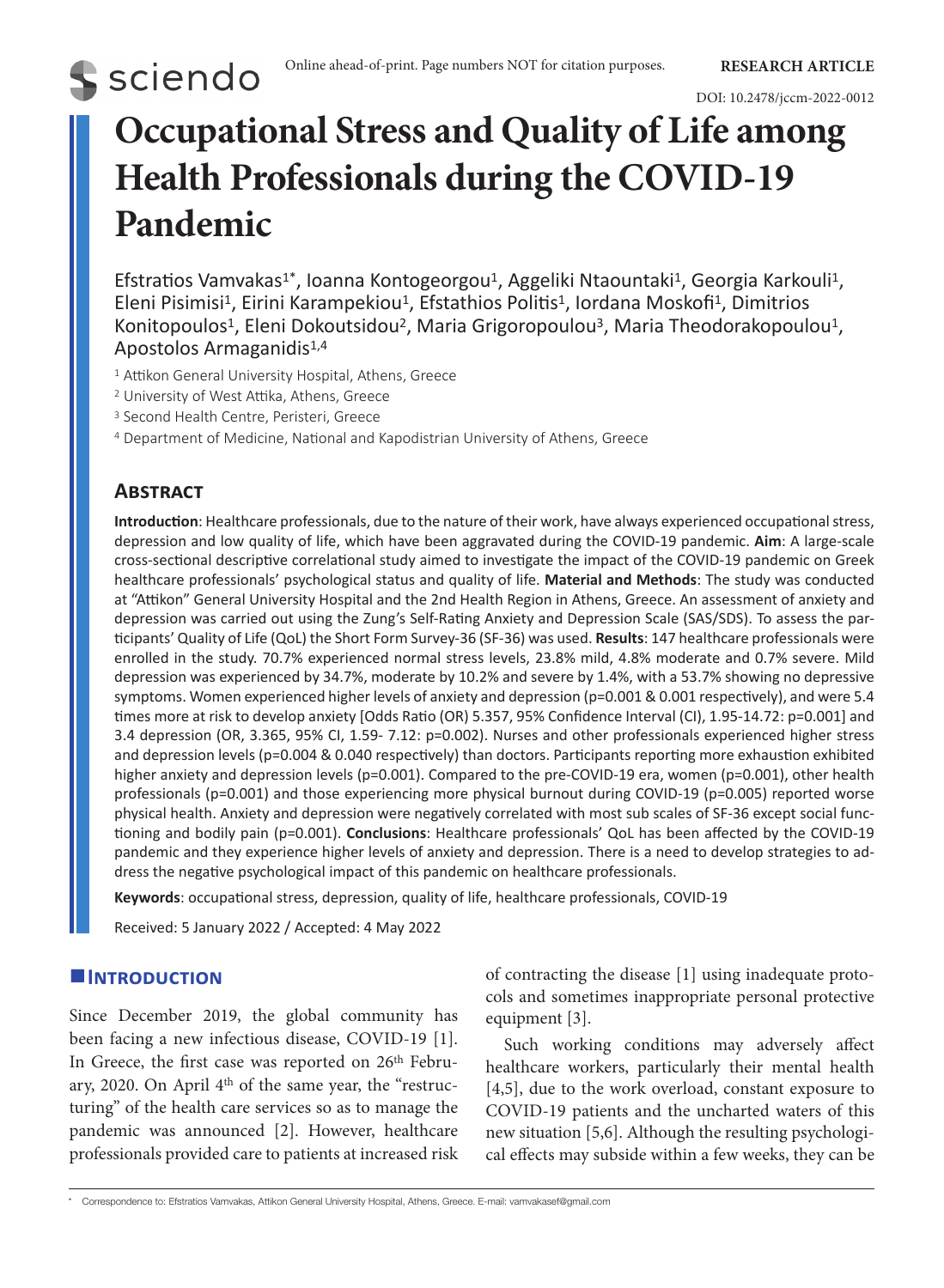# Occupational Stress and Quality of Life among Health Professionals during the COVID-19 Pandemic

Efstratios Vamvakas[1*], Ioanna Kontogeorgou[1], Aggeliki Ntaountaki[1], Georgia Karkouli[1], Eleni Pisimisi[1], Eirini Karampekiou[1], Efstathios Politis[1], Iordana Moskofi[1], Dimitrios Konitopoulos[1], Eleni Dokoutsidou[2], Maria Grigoropoulou[3], Maria Theodorakopoulou[1], Apostolos Armaganidis[1,4]

[1] Attikon General University Hospital, Athens, Greece

[2] University of West Attika, Athens, Greece

[3] Second Health Centre, Peristeri, Greece

[4] Department of Medicine, National and Kapodistrian University of Athens, Greece

## Abstract

**Introduction**: Healthcare professionals, due to the nature of their work, have always experienced occupational stress, depression and low quality of life, which have been aggravated during the COVID-19 pandemic. **Aim**: A large-scale cross-sectional descriptive correlational study aimed to investigate the impact of the COVID-19 pandemic on Greek healthcare professionals' psychological status and quality of life. **Material and Methods**: The study was conducted at "Attikon" General University Hospital and the 2nd Health Region in Athens, Greece. An assessment of anxiety and depression was carried out using the Zung's Self-Rating Anxiety and Depression Scale (SAS/SDS). To assess the participants' Quality of Life (QoL) the Short Form Survey-36 (SF-36) was used. **Results**: 147 healthcare professionals were enrolled in the study. 70.7% experienced normal stress levels, 23.8% mild, 4.8% moderate and 0.7% severe. Mild depression was experienced by 34.7%, moderate by 10.2% and severe by 1.4%, with a 53.7% showing no depressive symptoms. Women experienced higher levels of anxiety and depression (p=0.001 & 0.001 respectively), and were 5.4 times more at risk to develop anxiety [Odds Ratio (OR) 5.357, 95% Confidence Interval (CI), 1.95-14.72: p=0.001] and 3.4 depression (OR, 3.365, 95% CI, 1.59- 7.12: p=0.002). Nurses and other professionals experienced higher stress and depression levels (p=0.004 & 0.040 respectively) than doctors. Participants reporting more exhaustion exhibited higher anxiety and depression levels (p=0.001). Compared to the pre-COVID-19 era, women (p=0.001), other health professionals (p=0.001) and those experiencing more physical burnout during COVID-19 (p=0.005) reported worse physical health. Anxiety and depression were negatively correlated with most sub scales of SF-36 except social functioning and bodily pain (p=0.001). **Conclusions**: Healthcare professionals' QoL has been affected by the COVID-19 pandemic and they experience higher levels of anxiety and depression. There is a need to develop strategies to address the negative psychological impact of this pandemic on healthcare professionals.

**Keywords**: occupational stress, depression, quality of life, healthcare professionals, COVID-19

Received: 5 January 2022 / Accepted: 4 May 2022

## Introduction

Since December 2019, the global community has been facing a new infectious disease, COVID-19 [1]. In Greece, the first case was reported on 26th February, 2020. On April 4th of the same year, the "restructuring" of the health care services so as to manage the pandemic was announced [2]. However, healthcare professionals provided care to patients at increased risk of contracting the disease [1] using inadequate protocols and sometimes inappropriate personal protective equipment [3].

Such working conditions may adversely affect healthcare workers, particularly their mental health [4,5], due to the work overload, constant exposure to COVID-19 patients and the uncharted waters of this new situation [5,6]. Although the resulting psychological effects may subside within a few weeks, they can be

* Correspondence to: Efstratios Vamvakas, Attikon General University Hospital, Athens, Greece. E-mail: vamvakasef@gmail.com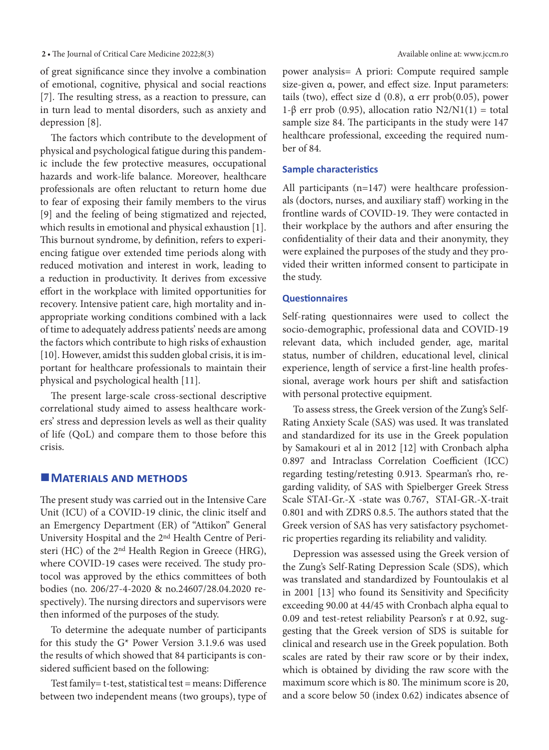of great significance since they involve a combination of emotional, cognitive, physical and social reactions [7]. The resulting stress, as a reaction to pressure, can in turn lead to mental disorders, such as anxiety and depression [8].

The factors which contribute to the development of physical and psychological fatigue during this pandemic include the few protective measures, occupational hazards and work-life balance. Moreover, healthcare professionals are often reluctant to return home due to fear of exposing their family members to the virus [9] and the feeling of being stigmatized and rejected, which results in emotional and physical exhaustion [1]. This burnout syndrome, by definition, refers to experiencing fatigue over extended time periods along with reduced motivation and interest in work, leading to a reduction in productivity. It derives from excessive effort in the workplace with limited opportunities for recovery. Intensive patient care, high mortality and inappropriate working conditions combined with a lack of time to adequately address patients' needs are among the factors which contribute to high risks of exhaustion [10]. However, amidst this sudden global crisis, it is important for healthcare professionals to maintain their physical and psychological health [11].

The present large-scale cross-sectional descriptive correlational study aimed to assess healthcare workers' stress and depression levels as well as their quality of life (QoL) and compare them to those before this crisis.

## Materials and methods

The present study was carried out in the Intensive Care Unit (ICU) of a COVID-19 clinic, the clinic itself and an Emergency Department (ER) of "Attikon" General University Hospital and the 2nd Health Centre of Peristeri (HC) of the 2nd Health Region in Greece (HRG), where COVID-19 cases were received. The study protocol was approved by the ethics committees of both bodies (no. 206/27-4-2020 & no.24607/28.04.2020 respectively). The nursing directors and supervisors were then informed of the purposes of the study.

To determine the adequate number of participants for this study the G* Power Version 3.1.9.6 was used the results of which showed that 84 participants is considered sufficient based on the following:

Test family= t-test, statistical test = means: Difference between two independent means (two groups), type of power analysis= A priori: Compute required sample size-given α, power, and effect size. Input parameters: tails (two), effect size d (0.8), α err prob(0.05), power 1-β err prob (0.95), allocation ratio N2/N1(1) = total sample size 84. The participants in the study were 147 healthcare professional, exceeding the required number of 84.

### Sample characteristics

All participants (n=147) were healthcare professionals (doctors, nurses, and auxiliary staff) working in the frontline wards of COVID-19. They were contacted in their workplace by the authors and after ensuring the confidentiality of their data and their anonymity, they were explained the purposes of the study and they provided their written informed consent to participate in the study.

### Questionnaires

Self-rating questionnaires were used to collect the socio-demographic, professional data and COVID-19 relevant data, which included gender, age, marital status, number of children, educational level, clinical experience, length of service a first-line health professional, average work hours per shift and satisfaction with personal protective equipment.

To assess stress, the Greek version of the Zung's Self-Rating Anxiety Scale (SAS) was used. It was translated and standardized for its use in the Greek population by Samakouri et al in 2012 [12] with Cronbach alpha 0.897 and Intraclass Correlation Coefficient (ICC) regarding testing/retesting 0.913. Spearman's rho, regarding validity, of SAS with Spielberger Greek Stress Scale STAI-Gr.-X -state was 0.767, STAI-GR.-X-trait 0.801 and with ZDRS 0.8.5. The authors stated that the Greek version of SAS has very satisfactory psychometric properties regarding its reliability and validity.

Depression was assessed using the Greek version of the Zung's Self-Rating Depression Scale (SDS), which was translated and standardized by Fountoulakis et al in 2001 [13] who found its Sensitivity and Specificity exceeding 90.00 at 44/45 with Cronbach alpha equal to 0.09 and test-retest reliability Pearson's r at 0.92, suggesting that the Greek version of SDS is suitable for clinical and research use in the Greek population. Both scales are rated by their raw score or by their index, which is obtained by dividing the raw score with the maximum score which is 80. The minimum score is 20, and a score below 50 (index 0.62) indicates absence of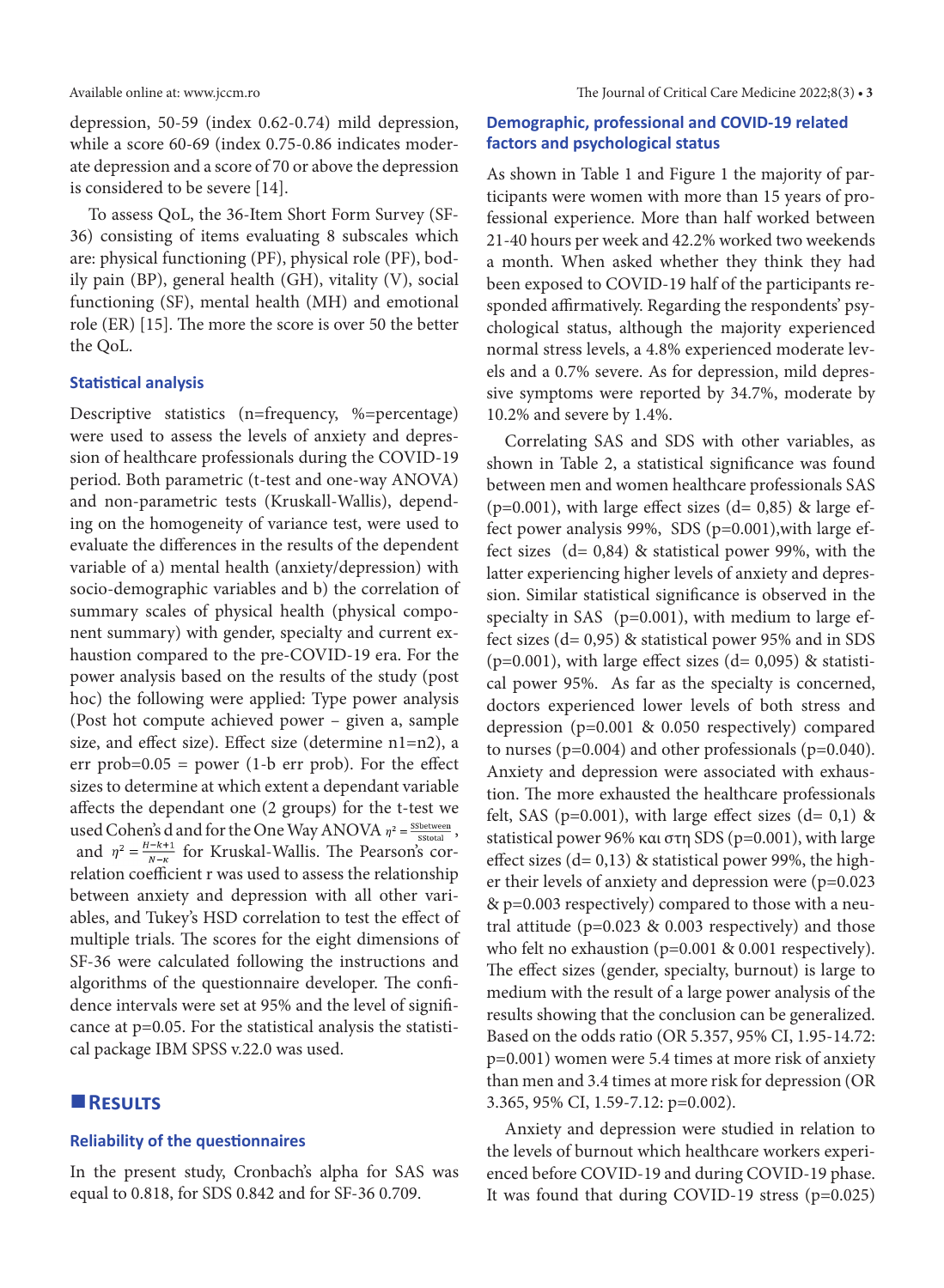depression, 50-59 (index 0.62-0.74) mild depression, while a score 60-69 (index 0.75-0.86 indicates moderate depression and a score of 70 or above the depression is considered to be severe [14].

To assess QoL, the 36-Item Short Form Survey (SF-36) consisting of items evaluating 8 subscales which are: physical functioning (PF), physical role (PF), bodily pain (BP), general health (GH), vitality (V), social functioning (SF), mental health (MH) and emotional role (ER) [15]. The more the score is over 50 the better the QoL.

### Statistical analysis

Descriptive statistics (n=frequency, %=percentage) were used to assess the levels of anxiety and depression of healthcare professionals during the COVID-19 period. Both parametric (t-test and one-way ANOVA) and non-parametric tests (Kruskall-Wallis), depending on the homogeneity of variance test, were used to evaluate the differences in the results of the dependent variable of a) mental health (anxiety/depression) with socio-demographic variables and b) the correlation of summary scales of physical health (physical component summary) with gender, specialty and current exhaustion compared to the pre-COVID-19 era. For the power analysis based on the results of the study (post hoc) the following were applied: Type power analysis (Post hot compute achieved power – given a, sample size, and effect size). Effect size (determine n1=n2), a err prob=0.05 = power (1-b err prob). For the effect sizes to determine at which extent a dependant variable affects the dependant one (2 groups) for the t-test we used Cohen's d and for the One Way ANOVA $\eta^2 = \frac{SSbetween}{SStotal}$, and $\eta^2 = \frac{H-k+1}{N-\kappa}$ for Kruskal-Wallis. The Pearson's correlation coefficient r was used to assess the relationship between anxiety and depression with all other variables, and Tukey's HSD correlation to test the effect of multiple trials. The scores for the eight dimensions of SF-36 were calculated following the instructions and algorithms of the questionnaire developer. The confidence intervals were set at 95% and the level of significance at p=0.05. For the statistical analysis the statistical package IBM SPSS v.22.0 was used.

## Results

### Reliability of the questionnaires

In the present study, Cronbach's alpha for SAS was equal to 0.818, for SDS 0.842 and for SF-36 0.709.

### Demographic, professional and COVID-19 related factors and psychological status

As shown in Table 1 and Figure 1 the majority of participants were women with more than 15 years of professional experience. More than half worked between 21-40 hours per week and 42.2% worked two weekends a month. When asked whether they think they had been exposed to COVID-19 half of the participants responded affirmatively. Regarding the respondents' psychological status, although the majority experienced normal stress levels, a 4.8% experienced moderate levels and a 0.7% severe. As for depression, mild depressive symptoms were reported by 34.7%, moderate by 10.2% and severe by 1.4%.

Correlating SAS and SDS with other variables, as shown in Table 2, a statistical significance was found between men and women healthcare professionals SAS (p=0.001), with large effect sizes (d= 0,85) & large effect power analysis 99%, SDS (p=0.001),with large effect sizes (d= 0,84) & statistical power 99%, with the latter experiencing higher levels of anxiety and depression. Similar statistical significance is observed in the specialty in SAS (p=0.001), with medium to large effect sizes (d= 0,95) & statistical power 95% and in SDS (p=0.001), with large effect sizes (d= 0,095) & statistical power 95%. As far as the specialty is concerned, doctors experienced lower levels of both stress and depression (p=0.001 & 0.050 respectively) compared to nurses (p=0.004) and other professionals (p=0.040). Anxiety and depression were associated with exhaustion. The more exhausted the healthcare professionals felt, SAS (p=0.001), with large effect sizes (d= 0,1) & statistical power 96% και στη SDS (p=0.001), with large effect sizes (d= 0,13) & statistical power 99%, the higher their levels of anxiety and depression were (p=0.023 & p=0.003 respectively) compared to those with a neutral attitude (p=0.023 & 0.003 respectively) and those who felt no exhaustion (p=0.001 & 0.001 respectively). The effect sizes (gender, specialty, burnout) is large to medium with the result of a large power analysis of the results showing that the conclusion can be generalized. Based on the odds ratio (OR 5.357, 95% CI, 1.95-14.72: p=0.001) women were 5.4 times at more risk of anxiety than men and 3.4 times at more risk for depression (OR 3.365, 95% CI, 1.59-7.12: p=0.002).

Anxiety and depression were studied in relation to the levels of burnout which healthcare workers experienced before COVID-19 and during COVID-19 phase. It was found that during COVID-19 stress (p=0.025)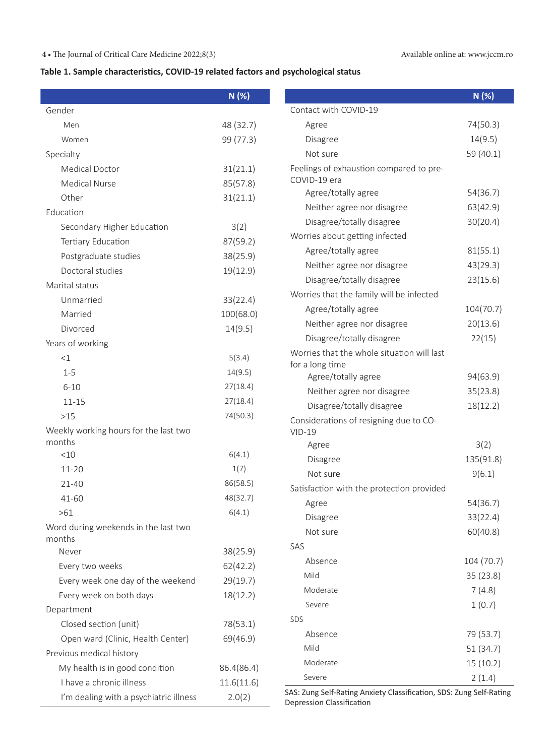**Table 1. Sample characteristics, COVID-19 related factors and psychological status**

| | N (%) |
|---|---|
| Gender | |
| Men | 48 (32.7) |
| Women | 99 (77.3) |
| Specialty | |
| Medical Doctor | 31(21.1) |
| Medical Nurse | 85(57.8) |
| Other | 31(21.1) |
| Education | |
| Secondary Higher Education | 3(2) |
| Tertiary Education | 87(59.2) |
| Postgraduate studies | 38(25.9) |
| Doctoral studies | 19(12.9) |
| Marital status | |
| Unmarried | 33(22.4) |
| Married | 100(68.0) |
| Divorced | 14(9.5) |
| Years of working | |
| <1 | 5(3.4) |
| 1-5 | 14(9.5) |
| 6-10 | 27(18.4) |
| 11-15 | 27(18.4) |
| >15 | 74(50.3) |
| Weekly working hours for the last two months | |
| <10 | 6(4.1) |
| 11-20 | 1(7) |
| 21-40 | 86(58.5) |
| 41-60 | 48(32.7) |
| >61 | 6(4.1) |
| Word during weekends in the last two months | |
| Never | 38(25.9) |
| Every two weeks | 62(42.2) |
| Every week one day of the weekend | 29(19.7) |
| Every week on both days | 18(12.2) |
| Department | |
| Closed section (unit) | 78(53.1) |
| Open ward (Clinic, Health Center) | 69(46.9) |
| Previous medical history | |
| My health is in good condition | 86.4(86.4) |
| I have a chronic illness | 11.6(11.6) |
| I'm dealing with a psychiatric illness | 2.0(2) |

| | N (%) |
|---|---|
| Contact with COVID-19 | |
| Agree | 74(50.3) |
| Disagree | 14(9.5) |
| Not sure | 59 (40.1) |
| Feelings of exhaustion compared to pre-COVID-19 era | |
| Agree/totally agree | 54(36.7) |
| Neither agree nor disagree | 63(42.9) |
| Disagree/totally disagree | 30(20.4) |
| Worries about getting infected | |
| Agree/totally agree | 81(55.1) |
| Neither agree nor disagree | 43(29.3) |
| Disagree/totally disagree | 23(15.6) |
| Worries that the family will be infected | |
| Agree/totally agree | 104(70.7) |
| Neither agree nor disagree | 20(13.6) |
| Disagree/totally disagree | 22(15) |
| Worries that the whole situation will last for a long time | |
| Agree/totally agree | 94(63.9) |
| Neither agree nor disagree | 35(23.8) |
| Disagree/totally disagree | 18(12.2) |
| Considerations of resigning due to CO-VID-19 | |
| Agree | 3(2) |
| Disagree | 135(91.8) |
| Not sure | 9(6.1) |
| Satisfaction with the protection provided | |
| Agree | 54(36.7) |
| Disagree | 33(22.4) |
| Not sure | 60(40.8) |
| SAS | |
| Absence | 104 (70.7) |
| Mild | 35 (23.8) |
| Moderate | 7 (4.8) |
| Severe | 1 (0.7) |
| SDS | |
| Absence | 79 (53.7) |
| Mild | 51 (34.7) |
| Moderate | 15 (10.2) |
| Severe | 2 (1.4) |

SAS: Zung Self-Rating Anxiety Classification, SDS: Zung Self-Rating Depression Classification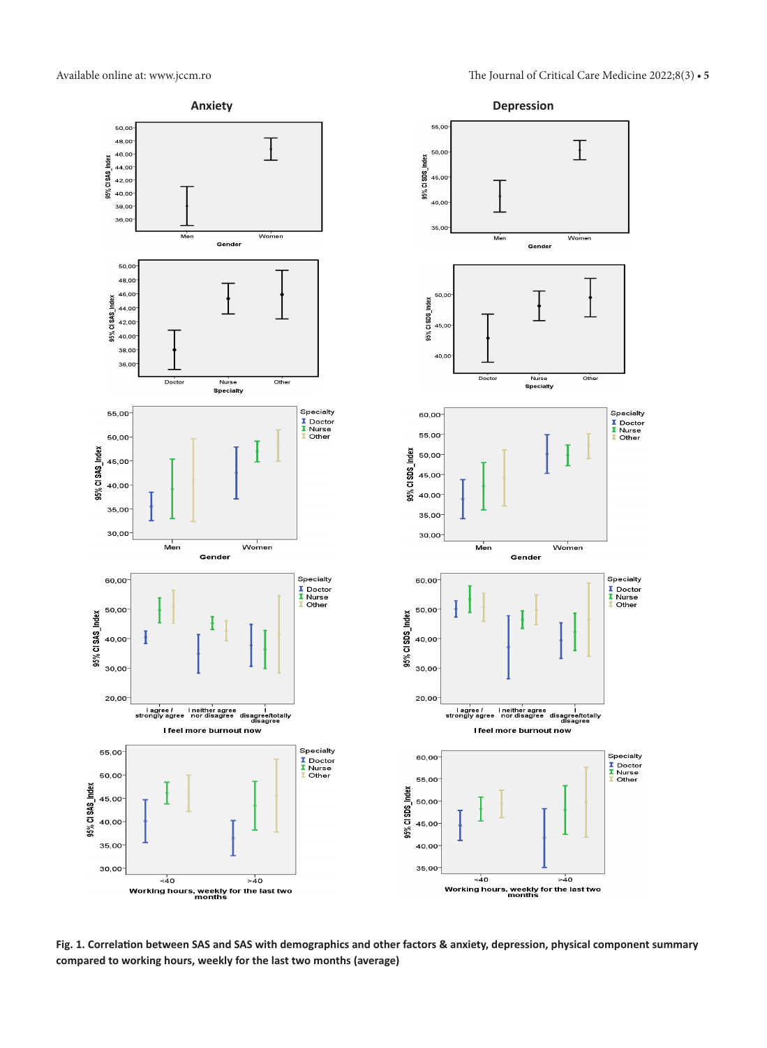**Fig. 1. Correlation between SAS and SAS with demographics and other factors & anxiety, depression, physical component summary compared to working hours, weekly for the last two months (average)**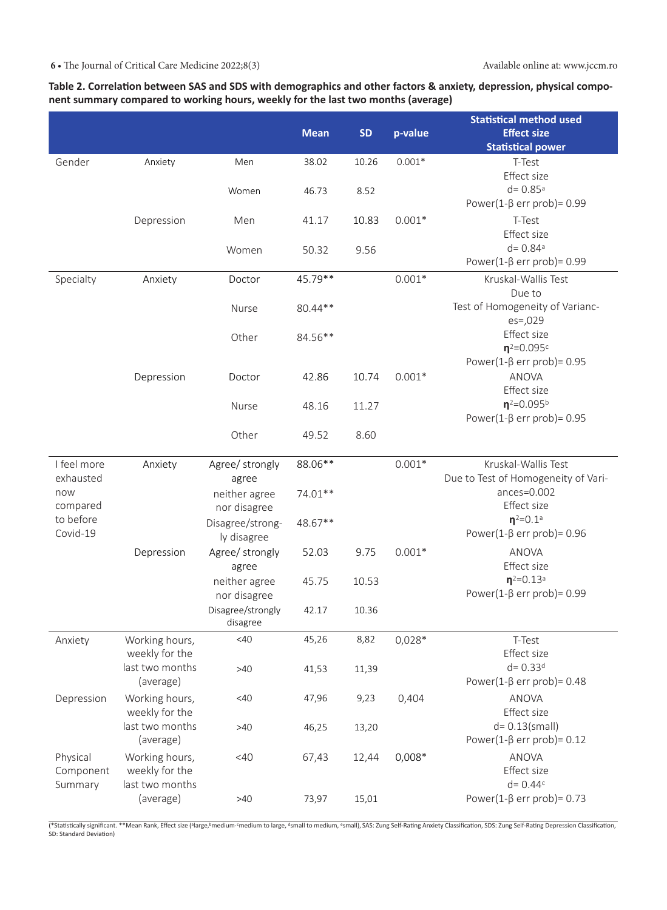**Table 2. Correlation between SAS and SDS with demographics and other factors & anxiety, depression, physical component summary compared to working hours, weekly for the last two months (average)**

| | | | Mean | SD | p-value | Statistical method used Effect size Statistical power |
|---|---|---|---|---|---|---|
| Gender | Anxiety | Men | 38.02 | 10.26 | 0.001* | T-Test Effect size d= 0.85[a] Power(1-β err prob)= 0.99 |
| | | Women | 46.73 | 8.52 | | |
| | Depression | Men | 41.17 | 10.83 | 0.001* | T-Test Effect size d= 0.84[a] Power(1-β err prob)= 0.99 |
| | | Women | 50.32 | 9.56 | | |
| Specialty | Anxiety | Doctor | 45.79** | | 0.001* | Kruskal-Wallis Test Due to Test of Homogeneity of Variances=,029 Effect size $\eta^2$=0.095[c] Power(1-β err prob)= 0.95 |
| | | Nurse | 80.44** | | | |
| | | Other | 84.56** | | | |
| | Depression | Doctor | 42.86 | 10.74 | 0.001* | ANOVA Effect size $\eta^2$=0.095[b] Power(1-β err prob)= 0.95 |
| | | Nurse | 48.16 | 11.27 | | |
| | | Other | 49.52 | 8.60 | | |
| I feel more exhausted now compared to before Covid-19 | Anxiety | Agree/ strongly agree | 88.06** | | 0.001* | Kruskal-Wallis Test Due to Test of Homogeneity of Variances=0.002 Effect size $\eta^2$=0.1[a] Power(1-β err prob)= 0.96 |
| | | neither agree nor disagree | 74.01** | | | |
| | | Disagree/strongly disagree | 48.67** | | | |
| | Depression | Agree/ strongly agree | 52.03 | 9.75 | 0.001* | ANOVA Effect size $\eta^2$=0.13[a] Power(1-β err prob)= 0.99 |
| | | neither agree nor disagree | 45.75 | 10.53 | | |
| | | Disagree/strongly disagree | 42.17 | 10.36 | | |
| Anxiety | Working hours, weekly for the last two months (average) | <40 | 45,26 | 8,82 | 0,028* | T-Test Effect size d= 0.33[d] Power(1-β err prob)= 0.48 |
| | | >40 | 41,53 | 11,39 | | |
| Depression | Working hours, weekly for the last two months (average) | <40 | 47,96 | 9,23 | 0,404 | ANOVA Effect size d= 0.13(small) Power(1-β err prob)= 0.12 |
| | | >40 | 46,25 | 13,20 | | |
| Physical Component Summary | Working hours, weekly for the last two months (average) | <40 | 67,43 | 12,44 | 0,008* | ANOVA Effect size d= 0.44[c] Power(1-β err prob)= 0.73 |
| | | >40 | 73,97 | 15,01 | | |

(*Statistically significant. **Mean Rank, Effect size ([a]large,[b]medium [c]medium to large, [d]small to medium, [e]small), SAS: Zung Self-Rating Anxiety Classification, SDS: Zung Self-Rating Depression Classification, SD: Standard Deviation)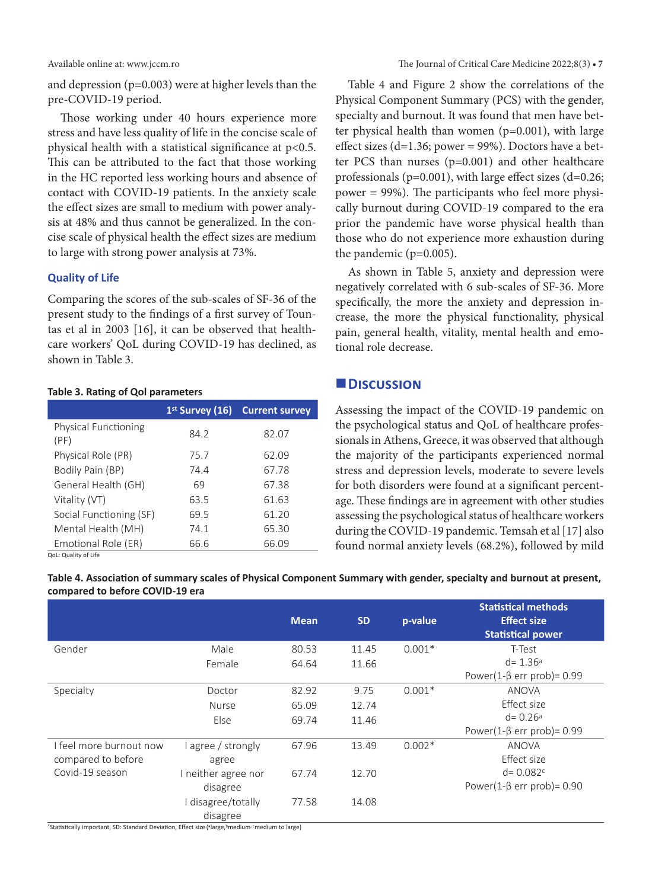and depression (p=0.003) were at higher levels than the pre-COVID-19 period.

Those working under 40 hours experience more stress and have less quality of life in the concise scale of physical health with a statistical significance at p<0.5. This can be attributed to the fact that those working in the HC reported less working hours and absence of contact with COVID-19 patients. In the anxiety scale the effect sizes are small to medium with power analysis at 48% and thus cannot be generalized. In the concise scale of physical health the effect sizes are medium to large with strong power analysis at 73%.

### Quality of Life

Comparing the scores of the sub-scales of SF-36 of the present study to the findings of a first survey of Tountas et al in 2003 [16], it can be observed that healthcare workers' QoL during COVID-19 has declined, as shown in Table 3.

**Table 3. Rating of Qol parameters**

| | 1st Survey (16) | Current survey |
|---|---|---|
| Physical Functioning (PF) | 84.2 | 82.07 |
| Physical Role (PR) | 75.7 | 62.09 |
| Bodily Pain (BP) | 74.4 | 67.78 |
| General Health (GH) | 69 | 67.38 |
| Vitality (VT) | 63.5 | 61.63 |
| Social Functioning (SF) | 69.5 | 61.20 |
| Mental Health (MH) | 74.1 | 65.30 |
| Emotional Role (ER) | 66.6 | 66.09 |

QoL: Quality of Life

Table 4 and Figure 2 show the correlations of the Physical Component Summary (PCS) with the gender, specialty and burnout. It was found that men have better physical health than women (p=0.001), with large effect sizes (d=1.36; power = 99%). Doctors have a better PCS than nurses (p=0.001) and other healthcare professionals (p=0.001), with large effect sizes (d=0.26; power = 99%). The participants who feel more physically burnout during COVID-19 compared to the era prior the pandemic have worse physical health than those who do not experience more exhaustion during the pandemic (p=0.005).

As shown in Table 5, anxiety and depression were negatively correlated with 6 sub-scales of SF-36. More specifically, the more the anxiety and depression increase, the more the physical functionality, physical pain, general health, vitality, mental health and emotional role decrease.

## Discussion

Assessing the impact of the COVID-19 pandemic on the psychological status and QoL of healthcare professionals in Athens, Greece, it was observed that although the majority of the participants experienced normal stress and depression levels, moderate to severe levels for both disorders were found at a significant percentage. These findings are in agreement with other studies assessing the psychological status of healthcare workers during the COVID-19 pandemic. Temsah et al [17] also found normal anxiety levels (68.2%), followed by mild

**Table 4. Association of summary scales of Physical Component Summary with gender, specialty and burnout at present, compared to before COVID-19 era**

| | | Mean | SD | p-value | Statistical methods Effect size Statistical power |
|---|---|---|---|---|---|
| Gender | Male | 80.53 | 11.45 | 0.001* | T-Test |
| | Female | 64.64 | 11.66 | | d= 1.36[a] |
| | | | | | Power(1-β err prob)= 0.99 |
| Specialty | Doctor | 82.92 | 9.75 | 0.001* | ANOVA |
| | Nurse | 65.09 | 12.74 | | Effect size |
| | Else | 69.74 | 11.46 | | d= 0.26[a] |
| | | | | | Power(1-β err prob)= 0.99 |
| I feel more burnout now compared to before Covid-19 season | I agree / strongly agree | 67.96 | 13.49 | 0.002* | ANOVA Effect size |
| | I neither agree nor disagree | 67.74 | 12.70 | | d= 0.082[c] Power(1-β err prob)= 0.90 |
| | I disagree/totally disagree | 77.58 | 14.08 | | |

*Statistically important, SD: Standard Deviation, Effect size ([a]large,[b]medium,[c]medium to large)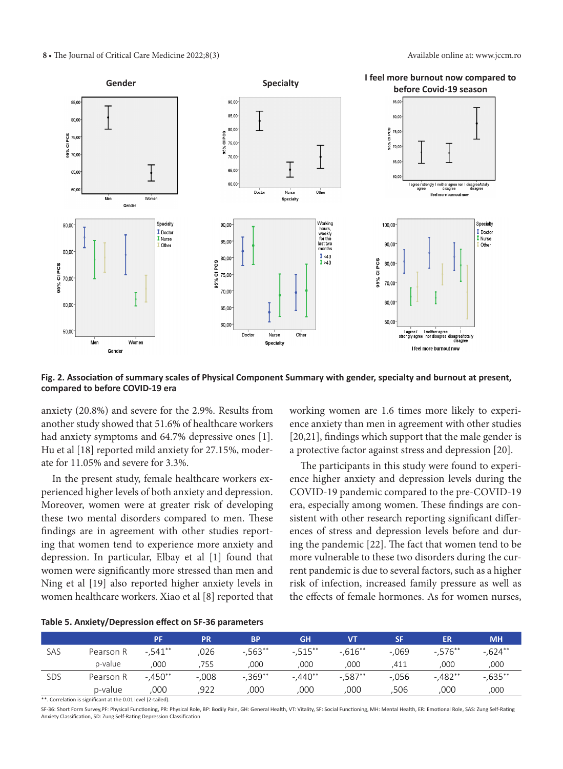**Fig. 2. Association of summary scales of Physical Component Summary with gender, specialty and burnout at present, compared to before COVID-19 era**

anxiety (20.8%) and severe for the 2.9%. Results from another study showed that 51.6% of healthcare workers had anxiety symptoms and 64.7% depressive ones [1]. Hu et al [18] reported mild anxiety for 27.15%, moderate for 11.05% and severe for 3.3%.

In the present study, female healthcare workers experienced higher levels of both anxiety and depression. Moreover, women were at greater risk of developing these two mental disorders compared to men. These findings are in agreement with other studies reporting that women tend to experience more anxiety and depression. In particular, Elbay et al [1] found that women were significantly more stressed than men and Ning et al [19] also reported higher anxiety levels in women healthcare workers. Xiao et al [8] reported that working women are 1.6 times more likely to experience anxiety than men in agreement with other studies [20,21], findings which support that the male gender is a protective factor against stress and depression [20].

The participants in this study were found to experience higher anxiety and depression levels during the COVID-19 pandemic compared to the pre-COVID-19 era, especially among women. These findings are consistent with other research reporting significant differences of stress and depression levels before and during the pandemic [22]. The fact that women tend to be more vulnerable to these two disorders during the current pandemic is due to several factors, such as a higher risk of infection, increased family pressure as well as the effects of female hormones. As for women nurses,

**Table 5. Anxiety/Depression effect on SF-36 parameters**

| | | PF | PR | BP | GH | VT | SF | ER | MH |
|---|---|---|---|---|---|---|---|---|---|
| SAS | Pearson R | -,541** | ,026 | -,563** | -,515** | -,616** | -,069 | -,576** | -,624** |
| | p-value | ,000 | ,755 | ,000 | ,000 | ,000 | ,411 | ,000 | ,000 |
| SDS | Pearson R | -,450** | -,008 | -,369** | -,440** | -,587** | -,056 | -,482** | -,635** |
| | p-value | ,000 | ,922 | ,000 | ,000 | ,000 | ,506 | ,000 | ,000 |

**. Correlation is significant at the 0.01 level (2-tailed).

SF-36: Short Form Survey,PF: Physical Functioning, PR: Physical Role, BP: Bodily Pain, GH: General Health, VT: Vitality, SF: Social Functioning, MH: Mental Health, ER: Emotional Role, SAS: Zung Self-Rating Anxiety Classification, SD: Zung Self-Rating Depression Classification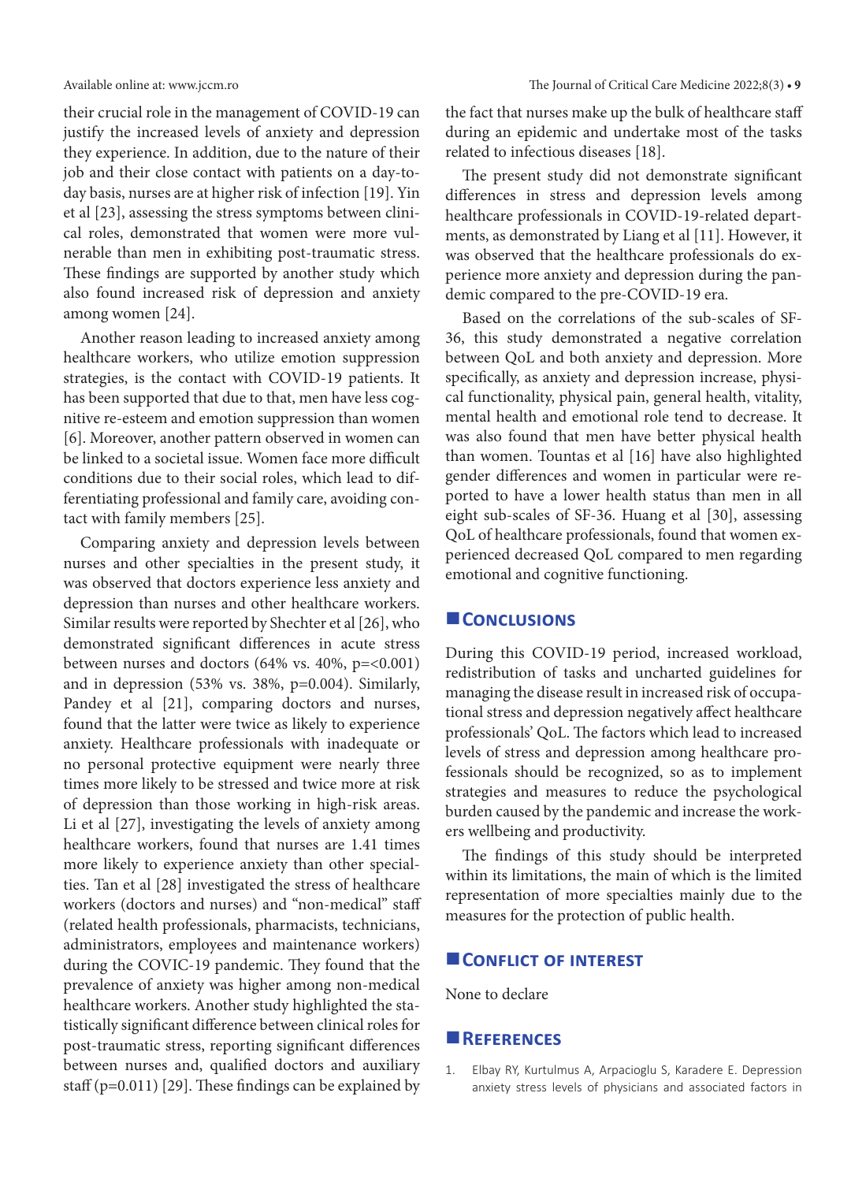their crucial role in the management of COVID-19 can justify the increased levels of anxiety and depression they experience. In addition, due to the nature of their job and their close contact with patients on a day-to-day basis, nurses are at higher risk of infection [19]. Yin et al [23], assessing the stress symptoms between clinical roles, demonstrated that women were more vulnerable than men in exhibiting post-traumatic stress. These findings are supported by another study which also found increased risk of depression and anxiety among women [24].

Another reason leading to increased anxiety among healthcare workers, who utilize emotion suppression strategies, is the contact with COVID-19 patients. It has been supported that due to that, men have less cognitive re-esteem and emotion suppression than women [6]. Moreover, another pattern observed in women can be linked to a societal issue. Women face more difficult conditions due to their social roles, which lead to differentiating professional and family care, avoiding contact with family members [25].

Comparing anxiety and depression levels between nurses and other specialties in the present study, it was observed that doctors experience less anxiety and depression than nurses and other healthcare workers. Similar results were reported by Shechter et al [26], who demonstrated significant differences in acute stress between nurses and doctors (64% vs. 40%, p=<0.001) and in depression (53% vs. 38%, p=0.004). Similarly, Pandey et al [21], comparing doctors and nurses, found that the latter were twice as likely to experience anxiety. Healthcare professionals with inadequate or no personal protective equipment were nearly three times more likely to be stressed and twice more at risk of depression than those working in high-risk areas. Li et al [27], investigating the levels of anxiety among healthcare workers, found that nurses are 1.41 times more likely to experience anxiety than other specialties. Tan et al [28] investigated the stress of healthcare workers (doctors and nurses) and "non-medical" staff (related health professionals, pharmacists, technicians, administrators, employees and maintenance workers) during the COVIC-19 pandemic. They found that the prevalence of anxiety was higher among non-medical healthcare workers. Another study highlighted the statistically significant difference between clinical roles for post-traumatic stress, reporting significant differences between nurses and, qualified doctors and auxiliary staff (p=0.011) [29]. These findings can be explained by the fact that nurses make up the bulk of healthcare staff during an epidemic and undertake most of the tasks related to infectious diseases [18].

The present study did not demonstrate significant differences in stress and depression levels among healthcare professionals in COVID-19-related departments, as demonstrated by Liang et al [11]. However, it was observed that the healthcare professionals do experience more anxiety and depression during the pandemic compared to the pre-COVID-19 era.

Based on the correlations of the sub-scales of SF-36, this study demonstrated a negative correlation between QoL and both anxiety and depression. More specifically, as anxiety and depression increase, physical functionality, physical pain, general health, vitality, mental health and emotional role tend to decrease. It was also found that men have better physical health than women. Tountas et al [16] have also highlighted gender differences and women in particular were reported to have a lower health status than men in all eight sub-scales of SF-36. Huang et al [30], assessing QoL of healthcare professionals, found that women experienced decreased QoL compared to men regarding emotional and cognitive functioning.

## Conclusions

During this COVID-19 period, increased workload, redistribution of tasks and uncharted guidelines for managing the disease result in increased risk of occupational stress and depression negatively affect healthcare professionals' QoL. The factors which lead to increased levels of stress and depression among healthcare professionals should be recognized, so as to implement strategies and measures to reduce the psychological burden caused by the pandemic and increase the workers wellbeing and productivity.

The findings of this study should be interpreted within its limitations, the main of which is the limited representation of more specialties mainly due to the measures for the protection of public health.

## Conflict of interest

None to declare

## References

1. Elbay RY, Kurtulmus A, Arpacioglu S, Karadere E. Depression anxiety stress levels of physicians and associated factors in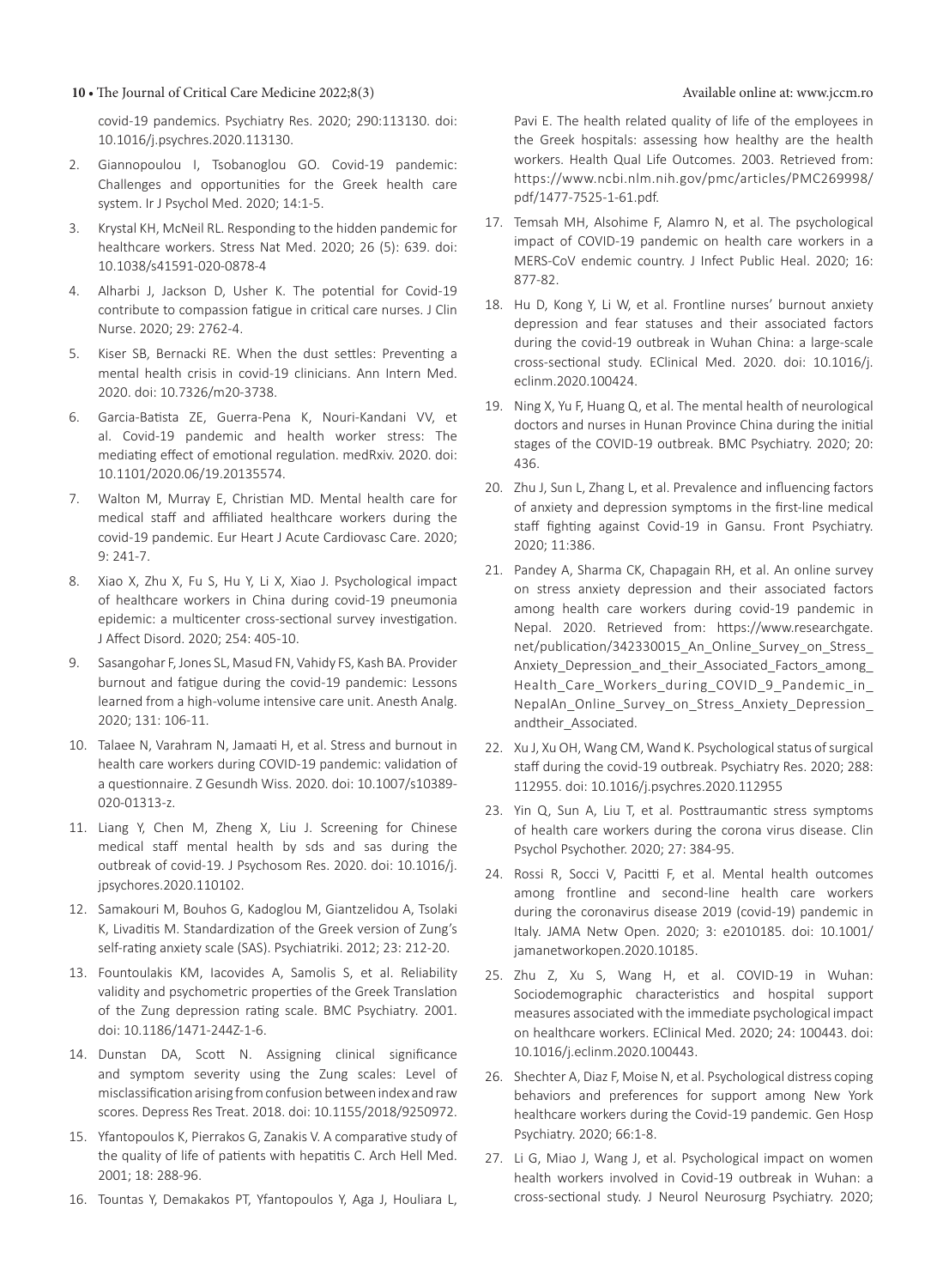covid-19 pandemics. Psychiatry Res. 2020; 290:113130. doi: 10.1016/j.psychres.2020.113130.

2. Giannopoulou I, Tsobanoglou GO. Covid-19 pandemic: Challenges and opportunities for the Greek health care system. Ir J Psychol Med. 2020; 14:1-5.
3. Krystal KH, McNeil RL. Responding to the hidden pandemic for healthcare workers. Stress Nat Med. 2020; 26 (5): 639. doi: 10.1038/s41591-020-0878-4
4. Alharbi J, Jackson D, Usher K. The potential for Covid-19 contribute to compassion fatigue in critical care nurses. J Clin Nurse. 2020; 29: 2762-4.
5. Kiser SB, Bernacki RE. When the dust settles: Preventing a mental health crisis in covid-19 clinicians. Ann Intern Med. 2020. doi: 10.7326/m20-3738.
6. Garcia-Batista ZE, Guerra-Pena K, Nouri-Kandani VV, et al. Covid-19 pandemic and health worker stress: The mediating effect of emotional regulation. medRxiv. 2020. doi: 10.1101/2020.06/19.20135574.
7. Walton M, Murray E, Christian MD. Mental health care for medical staff and affiliated healthcare workers during the covid-19 pandemic. Eur Heart J Acute Cardiovasc Care. 2020; 9: 241-7.
8. Xiao X, Zhu X, Fu S, Hu Y, Li X, Xiao J. Psychological impact of healthcare workers in China during covid-19 pneumonia epidemic: a multicenter cross-sectional survey investigation. J Affect Disord. 2020; 254: 405-10.
9. Sasangohar F, Jones SL, Masud FN, Vahidy FS, Kash BA. Provider burnout and fatigue during the covid-19 pandemic: Lessons learned from a high-volume intensive care unit. Anesth Analg. 2020; 131: 106-11.
10. Talaee N, Varahram N, Jamaati H, et al. Stress and burnout in health care workers during COVID-19 pandemic: validation of a questionnaire. Z Gesundh Wiss. 2020. doi: 10.1007/s10389-020-01313-z.
11. Liang Y, Chen M, Zheng X, Liu J. Screening for Chinese medical staff mental health by sds and sas during the outbreak of covid-19. J Psychosom Res. 2020. doi: 10.1016/j.jpsychores.2020.110102.
12. Samakouri M, Bouhos G, Kadoglou M, Giantzelidou A, Tsolaki K, Livaditis M. Standardization of the Greek version of Zung's self-rating anxiety scale (SAS). Psychiatriki. 2012; 23: 212-20.
13. Fountoulakis KM, Iacovides A, Samolis S, et al. Reliability validity and psychometric properties of the Greek Translation of the Zung depression rating scale. BMC Psychiatry. 2001. doi: 10.1186/1471-244Z-1-6.
14. Dunstan DA, Scott N. Assigning clinical significance and symptom severity using the Zung scales: Level of misclassification arising from confusion between index and raw scores. Depress Res Treat. 2018. doi: 10.1155/2018/9250972.
15. Yfantopoulos K, Pierrakos G, Zanakis V. A comparative study of the quality of life of patients with hepatitis C. Arch Hell Med. 2001; 18: 288-96.
16. Tountas Y, Demakakos PT, Yfantopoulos Y, Aga J, Houliara L, Pavi E. The health related quality of life of the employees in the Greek hospitals: assessing how healthy are the health workers. Health Qual Life Outcomes. 2003. Retrieved from: https://www.ncbi.nlm.nih.gov/pmc/articles/PMC269998/pdf/1477-7525-1-61.pdf.
17. Temsah MH, Alsohime F, Alamro N, et al. The psychological impact of COVID-19 pandemic on health care workers in a MERS-CoV endemic country. J Infect Public Heal. 2020; 16: 877-82.
18. Hu D, Kong Y, Li W, et al. Frontline nurses' burnout anxiety depression and fear statuses and their associated factors during the covid-19 outbreak in Wuhan China: a large-scale cross-sectional study. EClinical Med. 2020. doi: 10.1016/j.eclinm.2020.100424.
19. Ning X, Yu F, Huang Q, et al. The mental health of neurological doctors and nurses in Hunan Province China during the initial stages of the COVID-19 outbreak. BMC Psychiatry. 2020; 20: 436.
20. Zhu J, Sun L, Zhang L, et al. Prevalence and influencing factors of anxiety and depression symptoms in the first-line medical staff fighting against Covid-19 in Gansu. Front Psychiatry. 2020; 11:386.
21. Pandey A, Sharma CK, Chapagain RH, et al. An online survey on stress anxiety depression and their associated factors among health care workers during covid-19 pandemic in Nepal. 2020. Retrieved from: https://www.researchgate.net/publication/342330015_An_Online_Survey_on_Stress_Anxiety_Depression_and_their_Associated_Factors_among_Health_Care_Workers_during_COVID_9_Pandemic_in_NepalAn_Online_Survey_on_Stress_Anxiety_Depression_andtheir_Associated.
22. Xu J, Xu OH, Wang CM, Wand K. Psychological status of surgical staff during the covid-19 outbreak. Psychiatry Res. 2020; 288: 112955. doi: 10.1016/j.psychres.2020.112955
23. Yin Q, Sun A, Liu T, et al. Posttraumantic stress symptoms of health care workers during the corona virus disease. Clin Psychol Psychother. 2020; 27: 384-95.
24. Rossi R, Socci V, Pacitti F, et al. Mental health outcomes among frontline and second-line health care workers during the coronavirus disease 2019 (covid-19) pandemic in Italy. JAMA Netw Open. 2020; 3: e2010185. doi: 10.1001/jamanetworkopen.2020.10185.
25. Zhu Z, Xu S, Wang H, et al. COVID-19 in Wuhan: Sociodemographic characteristics and hospital support measures associated with the immediate psychological impact on healthcare workers. EClinical Med. 2020; 24: 100443. doi: 10.1016/j.eclinm.2020.100443.
26. Shechter A, Diaz F, Moise N, et al. Psychological distress coping behaviors and preferences for support among New York healthcare workers during the Covid-19 pandemic. Gen Hosp Psychiatry. 2020; 66:1-8.
27. Li G, Miao J, Wang J, et al. Psychological impact on women health workers involved in Covid-19 outbreak in Wuhan: a cross-sectional study. J Neurol Neurosurg Psychiatry. 2020;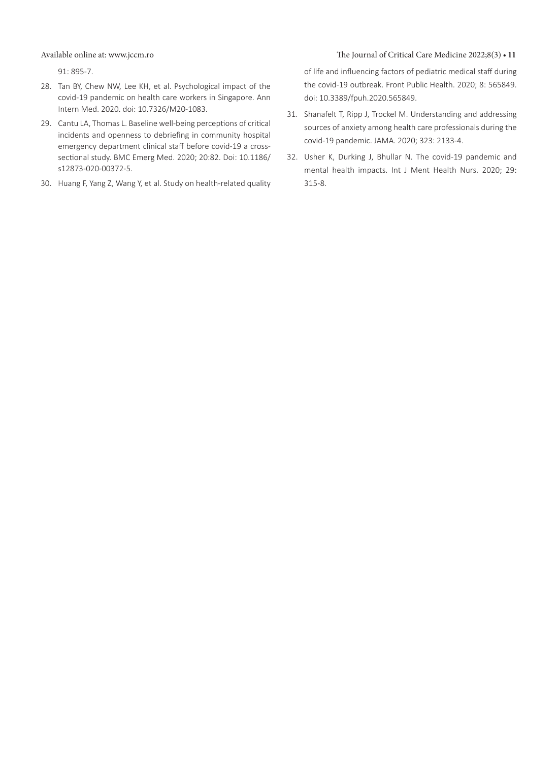91: 895-7.

28. Tan BY, Chew NW, Lee KH, et al. Psychological impact of the covid-19 pandemic on health care workers in Singapore. Ann Intern Med. 2020. doi: 10.7326/M20-1083.
29. Cantu LA, Thomas L. Baseline well-being perceptions of critical incidents and openness to debriefing in community hospital emergency department clinical staff before covid-19 a cross-sectional study. BMC Emerg Med. 2020; 20:82. Doi: 10.1186/s12873-020-00372-5.
30. Huang F, Yang Z, Wang Y, et al. Study on health-related quality of life and influencing factors of pediatric medical staff during the covid-19 outbreak. Front Public Health. 2020; 8: 565849. doi: 10.3389/fpuh.2020.565849.
31. Shanafelt T, Ripp J, Trockel M. Understanding and addressing sources of anxiety among health care professionals during the covid-19 pandemic. JAMA. 2020; 323: 2133-4.
32. Usher K, Durking J, Bhullar N. The covid-19 pandemic and mental health impacts. Int J Ment Health Nurs. 2020; 29: 315-8.